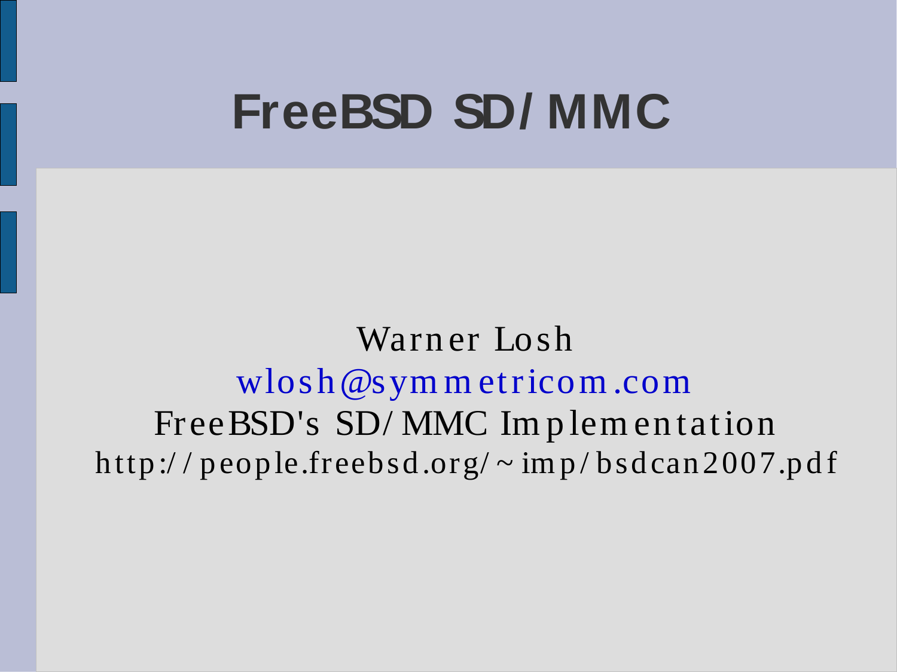# FreeBSD SD/MMC

Warner Losh

wlosh@symmetricom.com

FreeBSD's SD/MMC Implementation

http://people.freebsd.org/~imp/bsdcan2007.pdf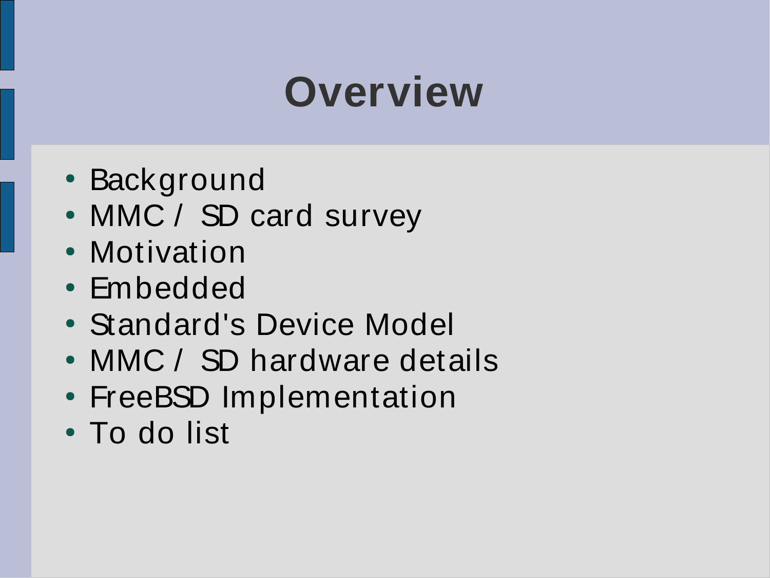# Overview

- Background
- MMC / SD card survey
- Motivation
- Embedded
- Standard's Device Model
- MMC / SD hardware details
- FreeBSD Implementation
- To do list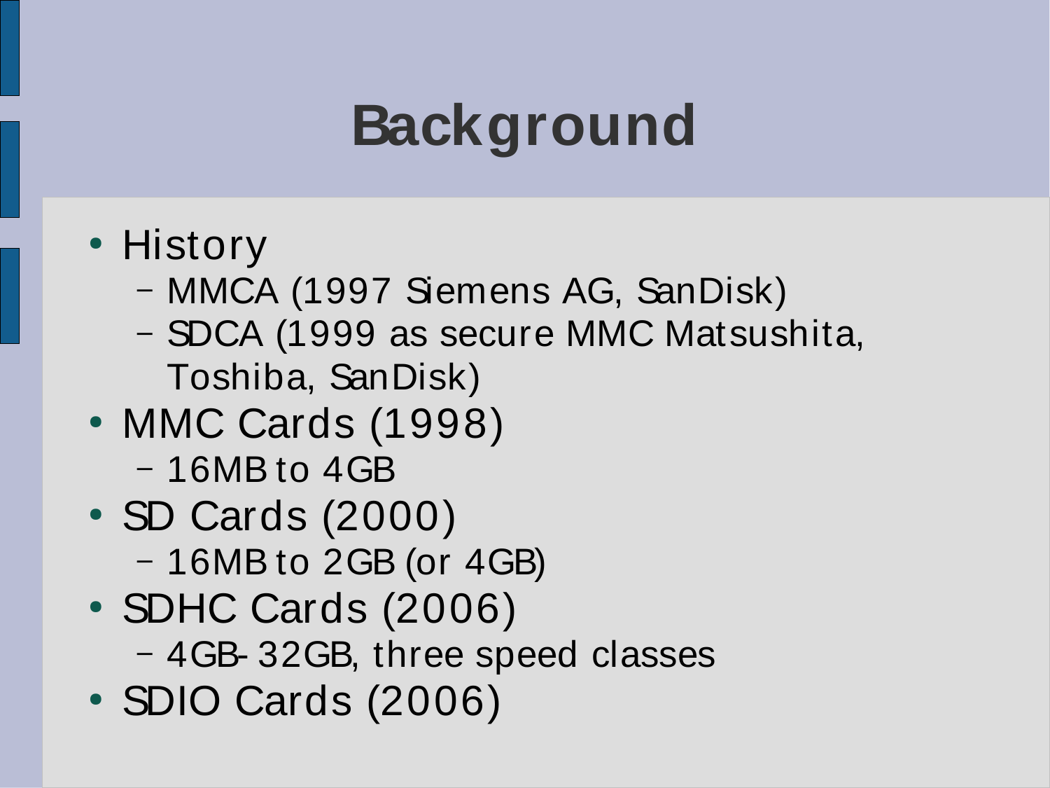# Background

- History
  - MMCA (1997 Siemens AG, SanDisk)
  - SDCA (1999 as secure MMC Matsushita, Toshiba, SanDisk)
- MMC Cards (1998)
  - 16MB to 4GB
- SD Cards (2000)
  - 16MB to 2GB (or 4GB)
- SDHC Cards (2006)
  - 4GB- 32GB, three speed classes
- SDIO Cards (2006)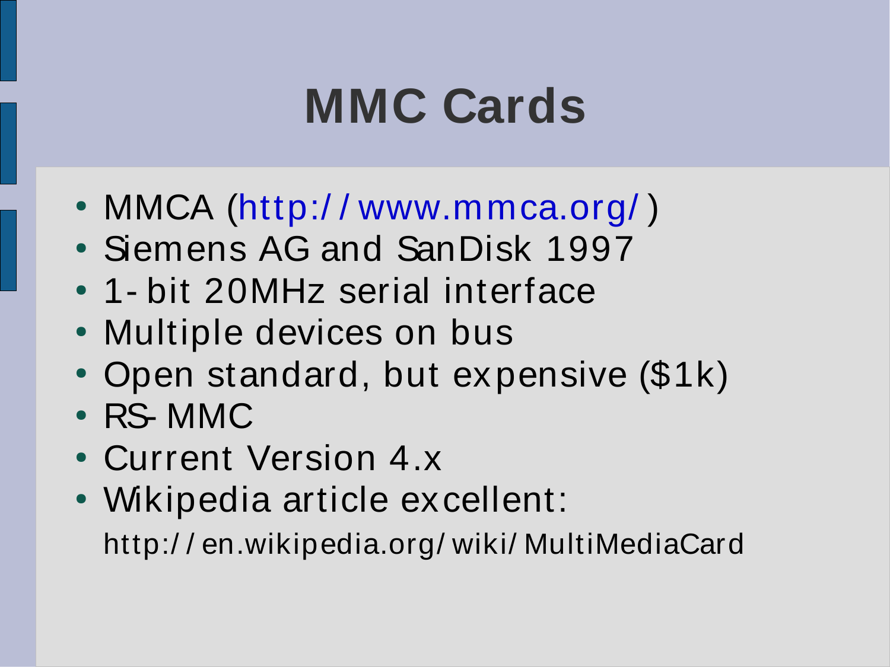# MMC Cards

- MMCA (http://www.mmca.org/)
- Siemens AG and SanDisk 1997
- 1-bit 20MHz serial interface
- Multiple devices on bus
- Open standard, but expensive ($1k)
- RS-MMC
- Current Version 4.x
- Wikipedia article excellent:
  http://en.wikipedia.org/wiki/MultiMediaCard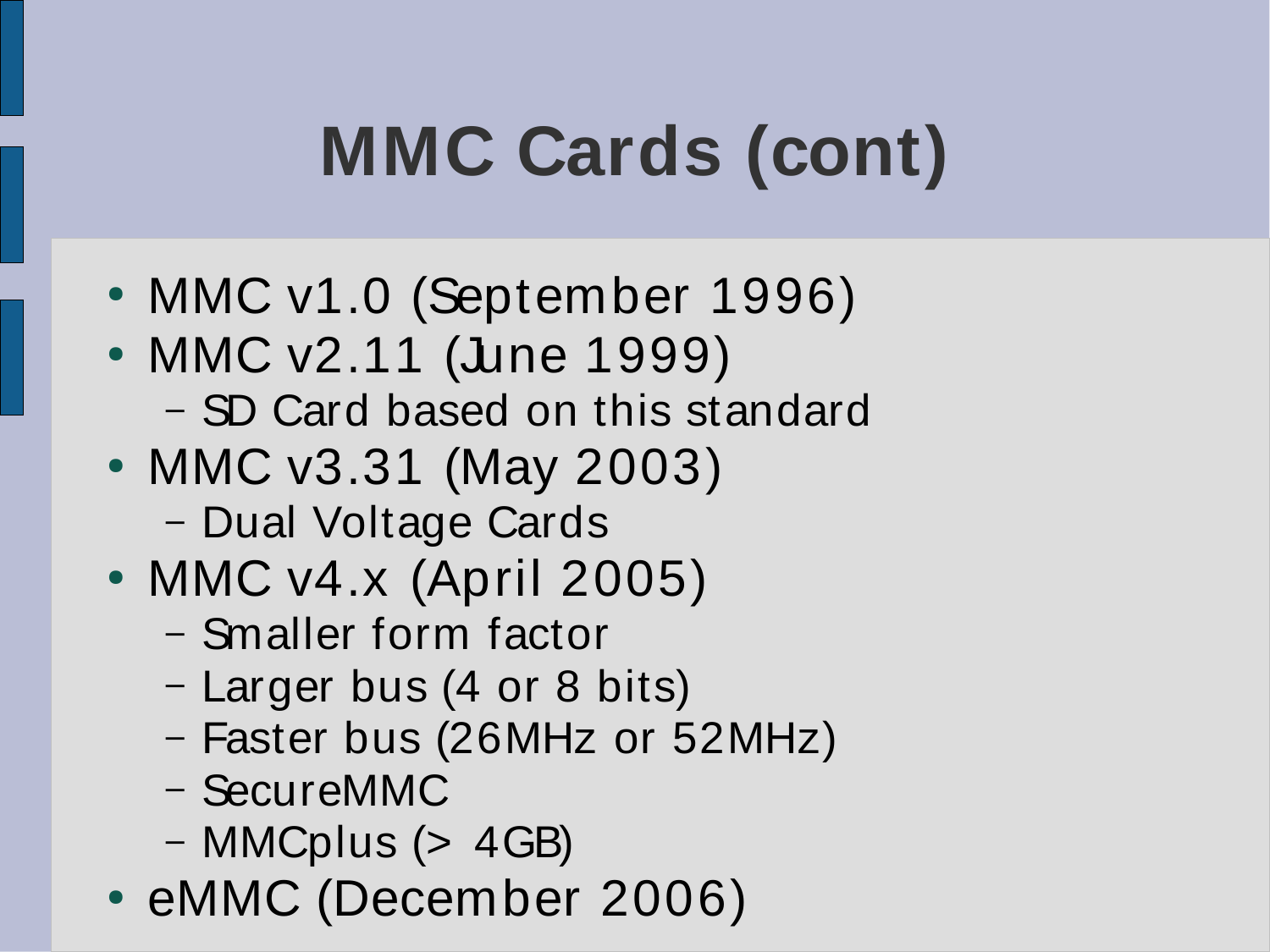# MMC Cards (cont)

- MMC v1.0 (September 1996)
- MMC v2.11 (June 1999)
  - SD Card based on this standard
- MMC v3.31 (May 2003)
  - Dual Voltage Cards
- MMC v4.x (April 2005)
  - Smaller form factor
  - Larger bus (4 or 8 bits)
  - Faster bus (26MHz or 52MHz)
  - SecureMMC
  - MMCplus (> 4GB)
- eMMC (December 2006)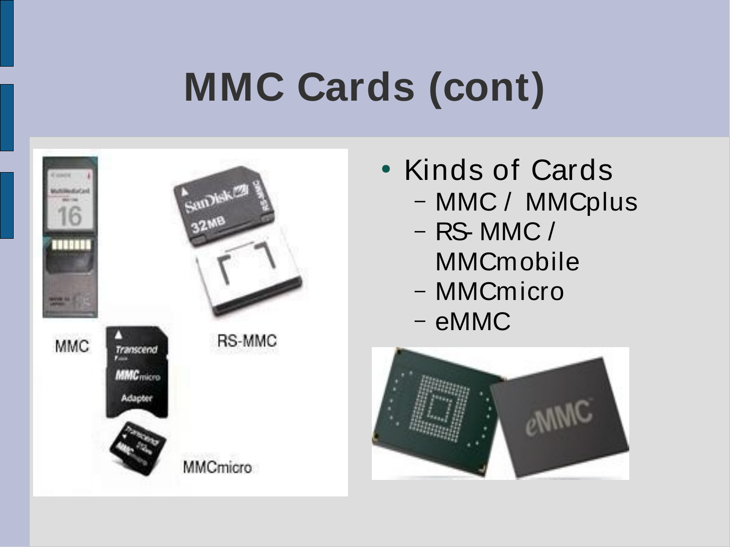# MMC Cards (cont)

- Kinds of Cards
  - MMC / MMCplus
  - RS-MMC / MMCmobile
  - MMCmicro
  - eMMC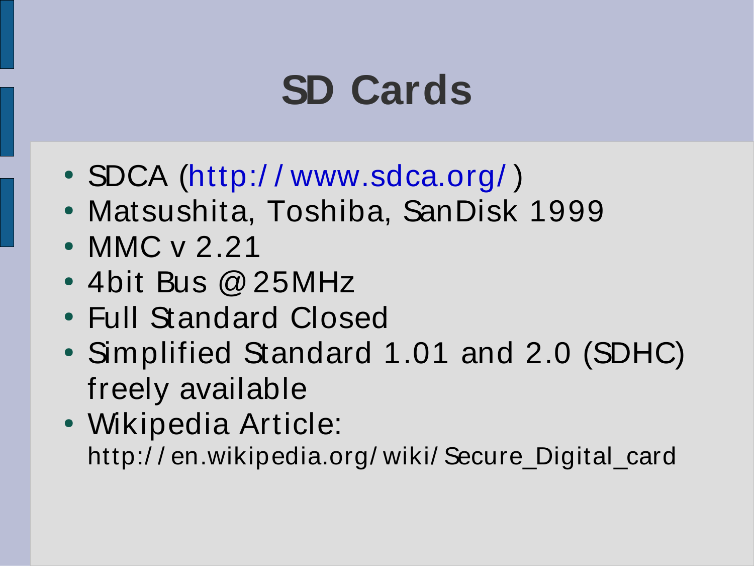# SD Cards

- SDCA (http://www.sdca.org/)
- Matsushita, Toshiba, SanDisk 1999
- MMC v 2.21
- 4bit Bus @ 25MHz
- Full Standard Closed
- Simplified Standard 1.01 and 2.0 (SDHC) freely available
- Wikipedia Article: http://en.wikipedia.org/wiki/Secure_Digital_card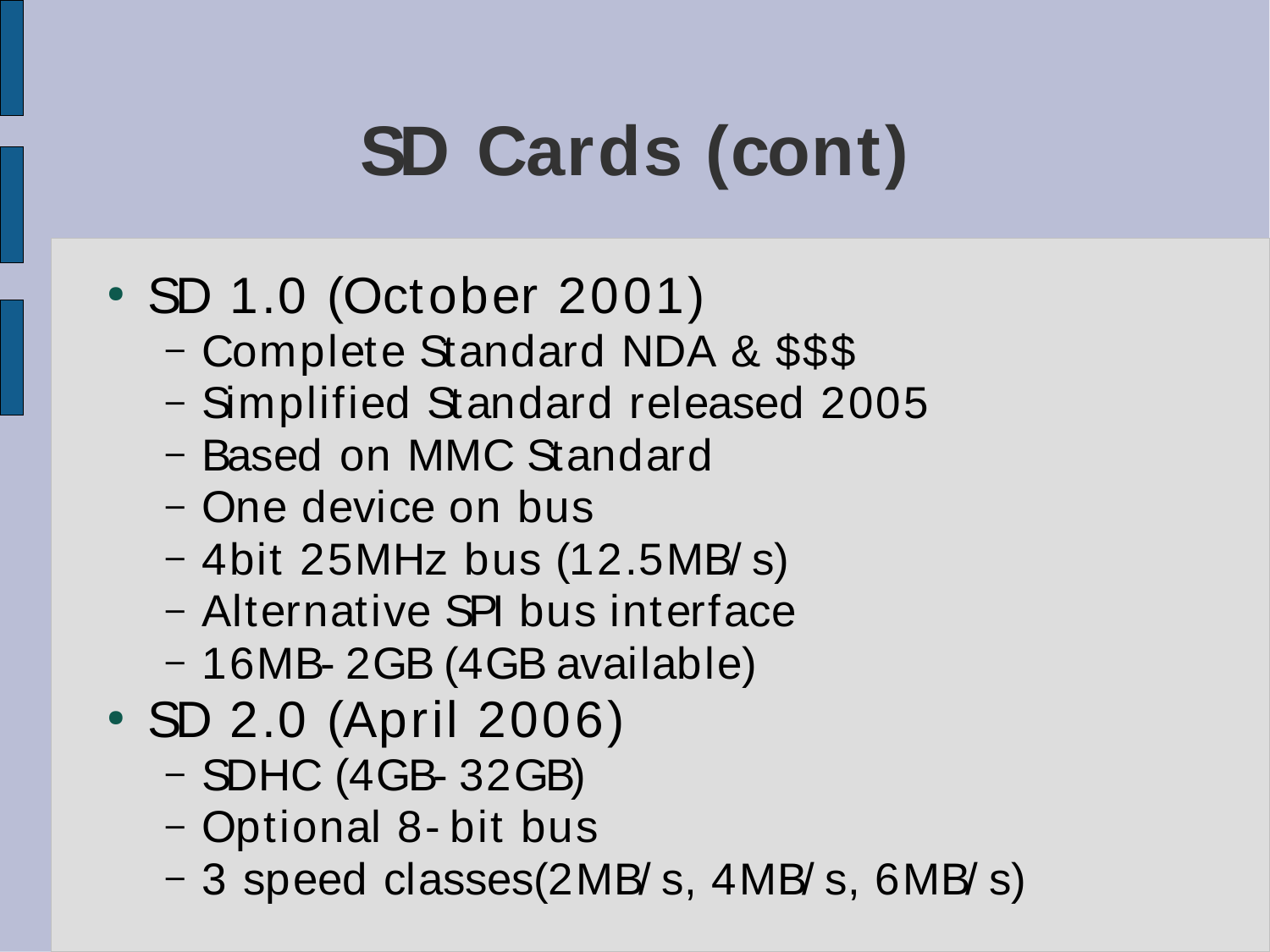# SD Cards (cont)

- SD 1.0 (October 2001)
  - Complete Standard NDA & $$$
  - Simplified Standard released 2005
  - Based on MMC Standard
  - One device on bus
  - 4bit 25MHz bus (12.5MB/s)
  - Alternative SPI bus interface
  - 16MB-2GB (4GB available)
- SD 2.0 (April 2006)
  - SDHC (4GB-32GB)
  - Optional 8-bit bus
  - 3 speed classes(2MB/s, 4MB/s, 6MB/s)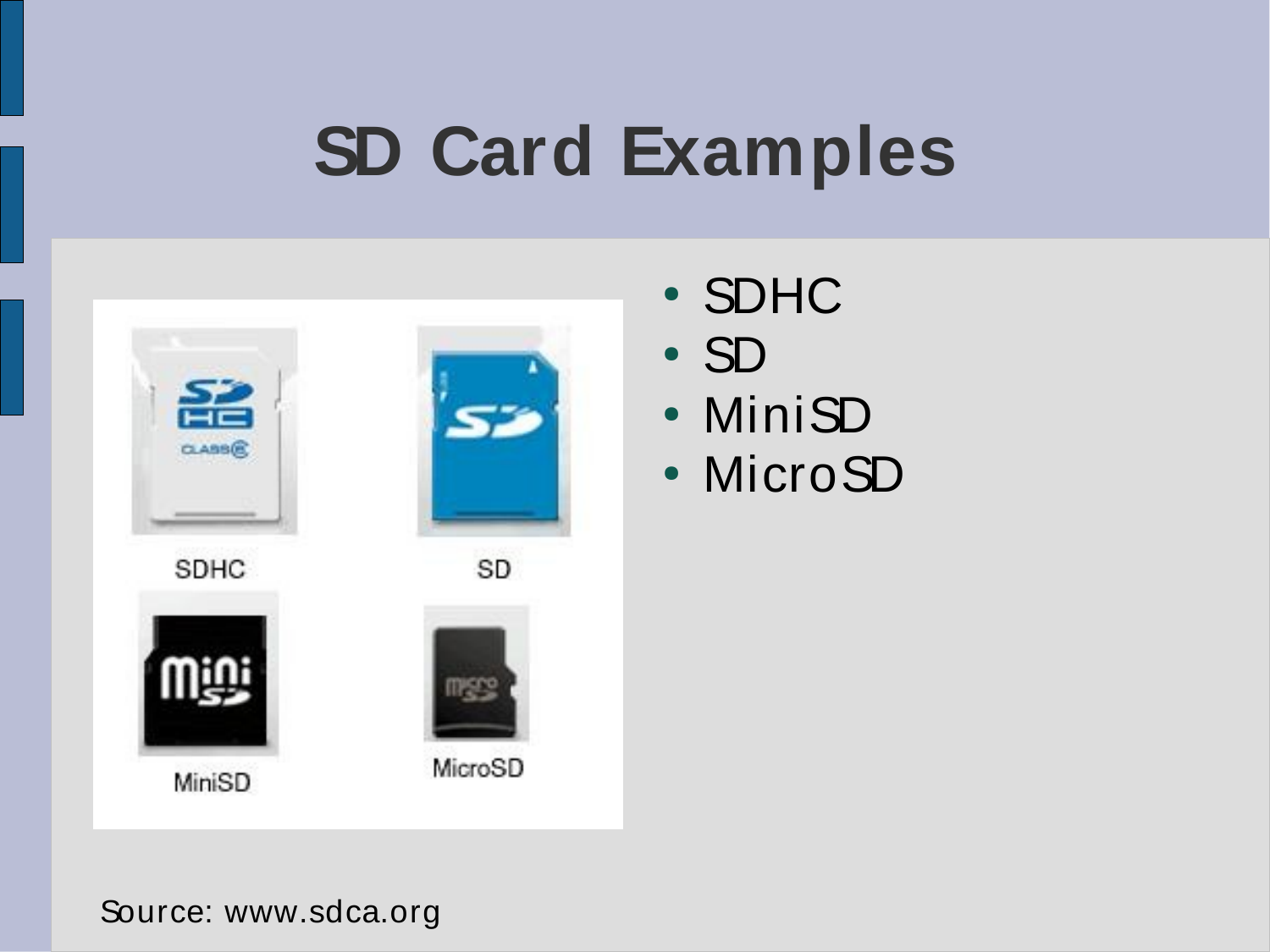# SD Card Examples

- SDHC
- SD
- MiniSD
- MicroSD

Source: www.sdca.org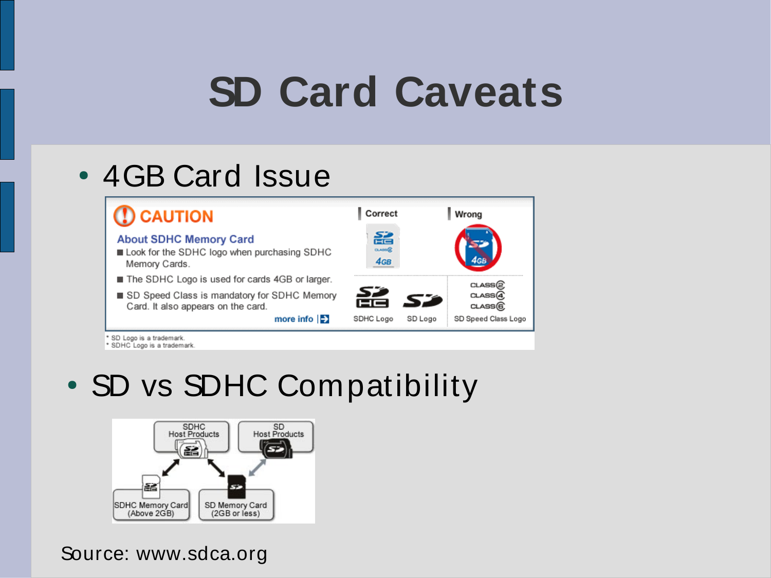# SD Card Caveats

- 4GB Card Issue

**CAUTION**

**About SDHC Memory Card**

- Look for the SDHC logo when purchasing SDHC Memory Cards.
- The SDHC Logo is used for cards 4GB or larger.
- SD Speed Class is mandatory for SDHC Memory Card. It also appears on the card.

more info

Correct | Wrong

SDHC Logo | SD Logo | SD Speed Class Logo

* SD Logo is a trademark.
* SDHC Logo is a trademark.

- SD vs SDHC Compatibility

SDHC Host Products | SD Host Products

SDHC Memory Card (Above 2GB) | SD Memory Card (2GB or less)

Source: www.sdca.org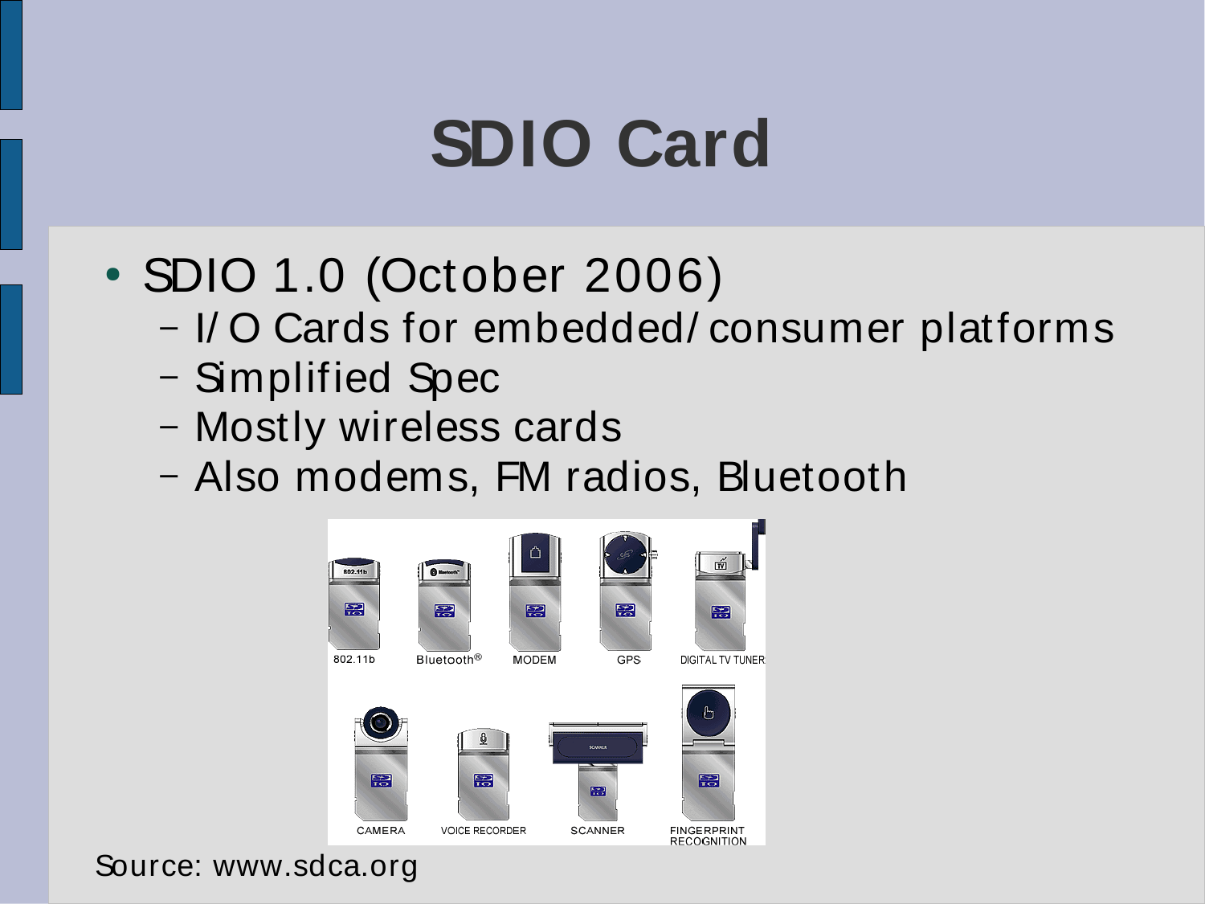# SDIO Card

- SDIO 1.0 (October 2006)
  - I/O Cards for embedded/consumer platforms
  - Simplified Spec
  - Mostly wireless cards
  - Also modems, FM radios, Bluetooth

Source: www.sdca.org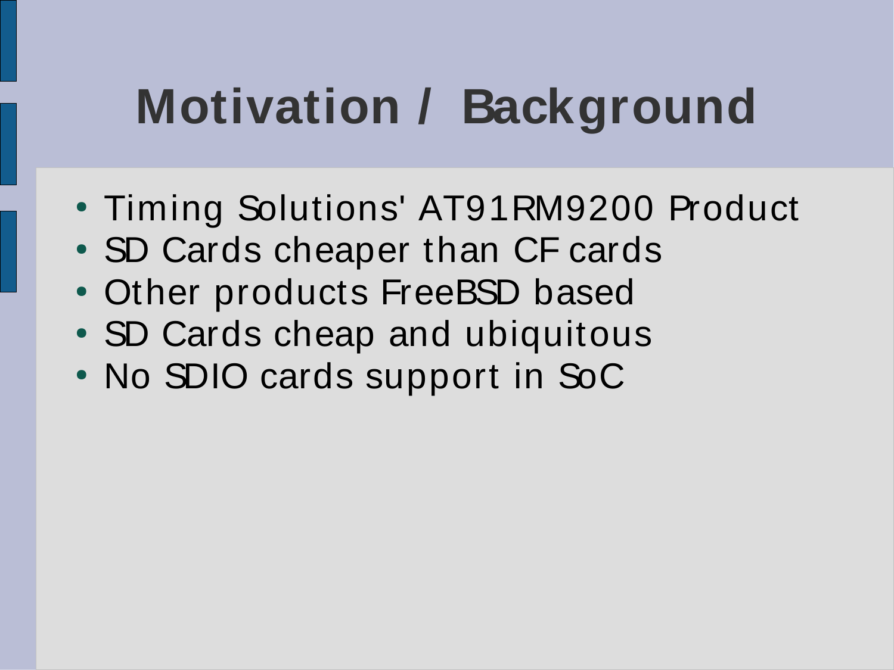# Motivation / Background

- Timing Solutions' AT91RM9200 Product
- SD Cards cheaper than CF cards
- Other products FreeBSD based
- SD Cards cheap and ubiquitous
- No SDIO cards support in SoC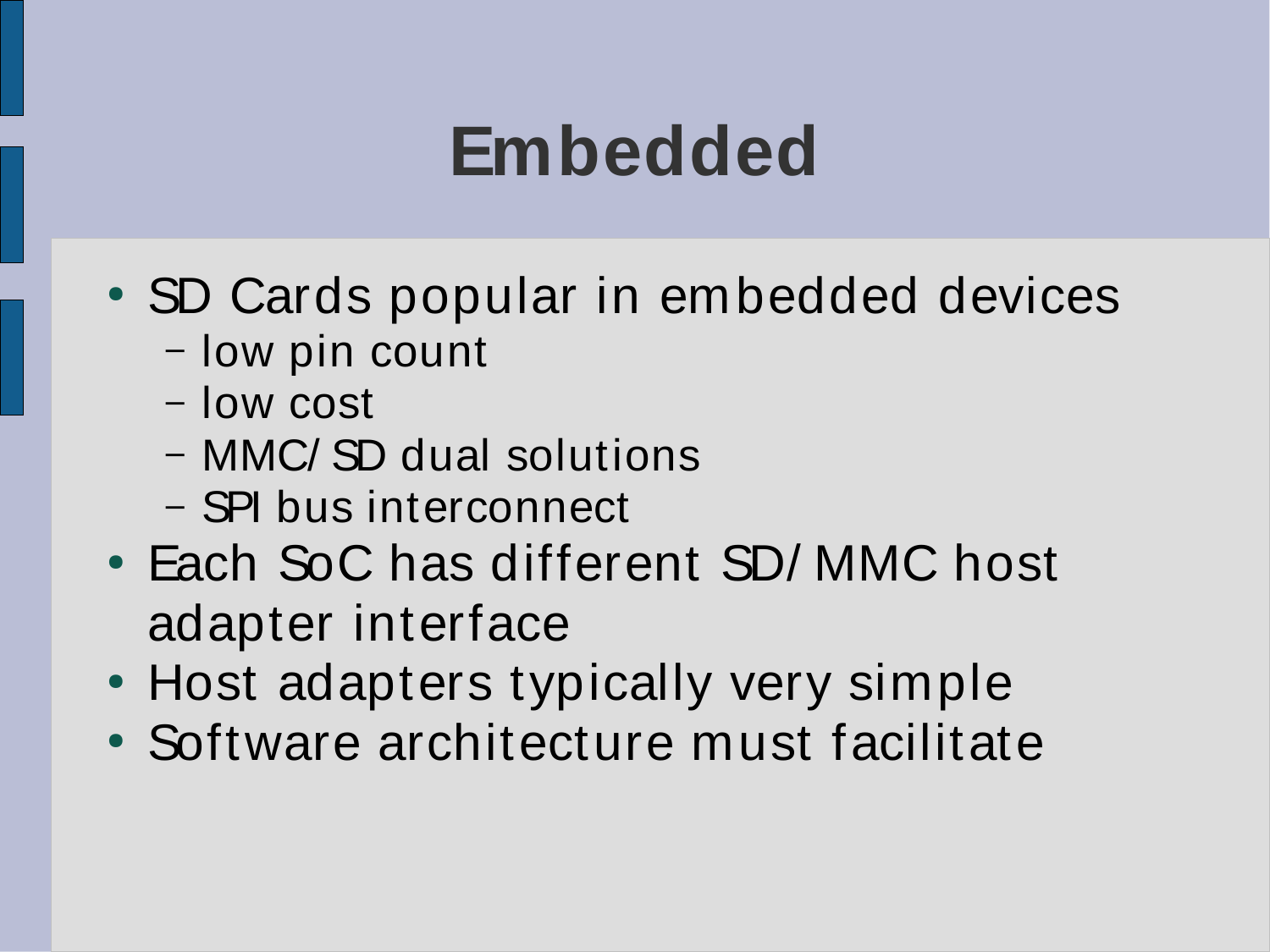# Embedded

- SD Cards popular in embedded devices
  - low pin count
  - low cost
  - MMC/SD dual solutions
  - SPI bus interconnect
- Each SoC has different SD/MMC host adapter interface
- Host adapters typically very simple
- Software architecture must facilitate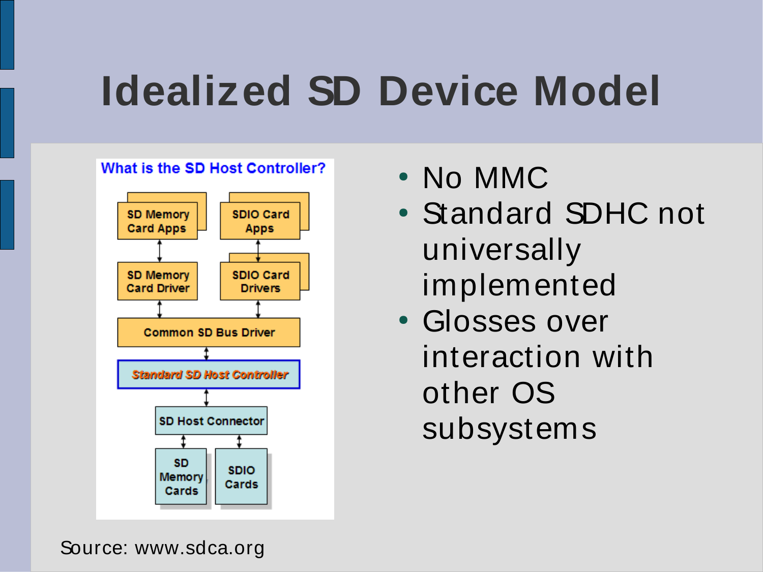# Idealized SD Device Model

**What is the SD Host Controller?**

- SD Memory Card Apps ↔ SD Memory Card Driver
- SDIO Card Apps ↔ SDIO Card Drivers
- Common SD Bus Driver
- *Standard SD Host Controller*
- SD Host Connector
- SD Memory Cards
- SDIO Cards

- No MMC
- Standard SDHC not universally implemented
- Glosses over interaction with other OS subsystems

Source: www.sdca.org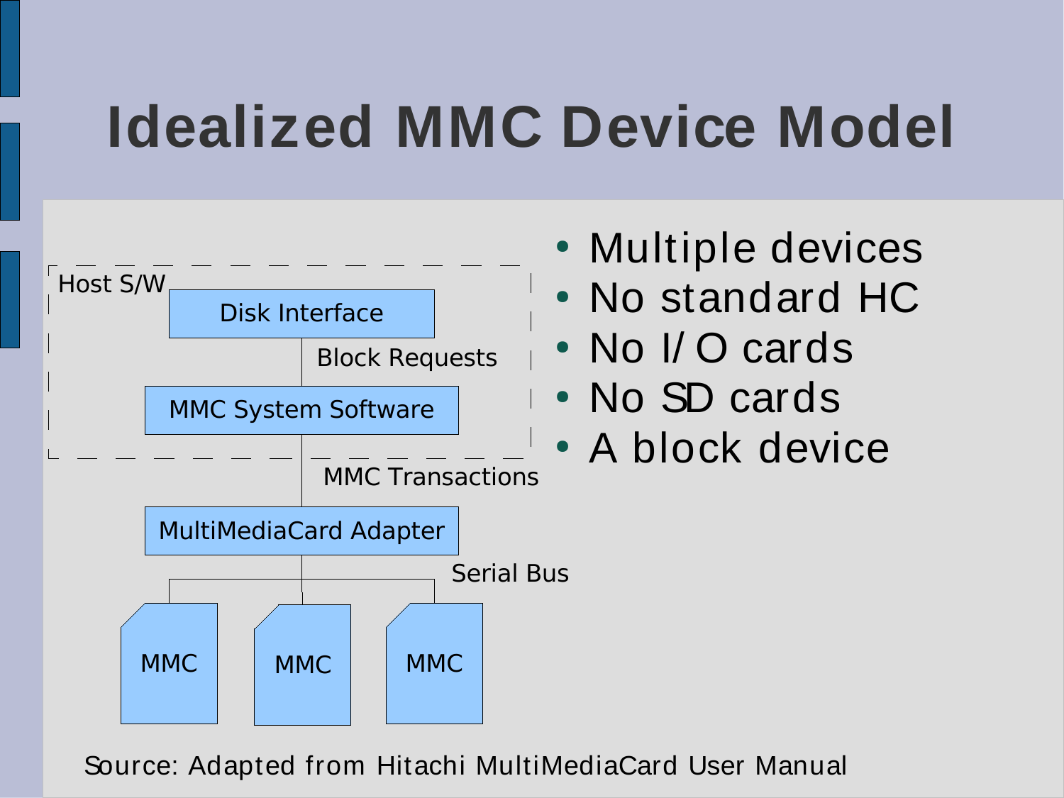# Idealized MMC Device Model

Host S/W

Disk Interface

Block Requests

MMC System Software

MMC Transactions

MultiMediaCard Adapter

Serial Bus

MMC

MMC

MMC

- Multiple devices
- No standard HC
- No I/O cards
- No SD cards
- A block device

Source: Adapted from Hitachi MultiMediaCard User Manual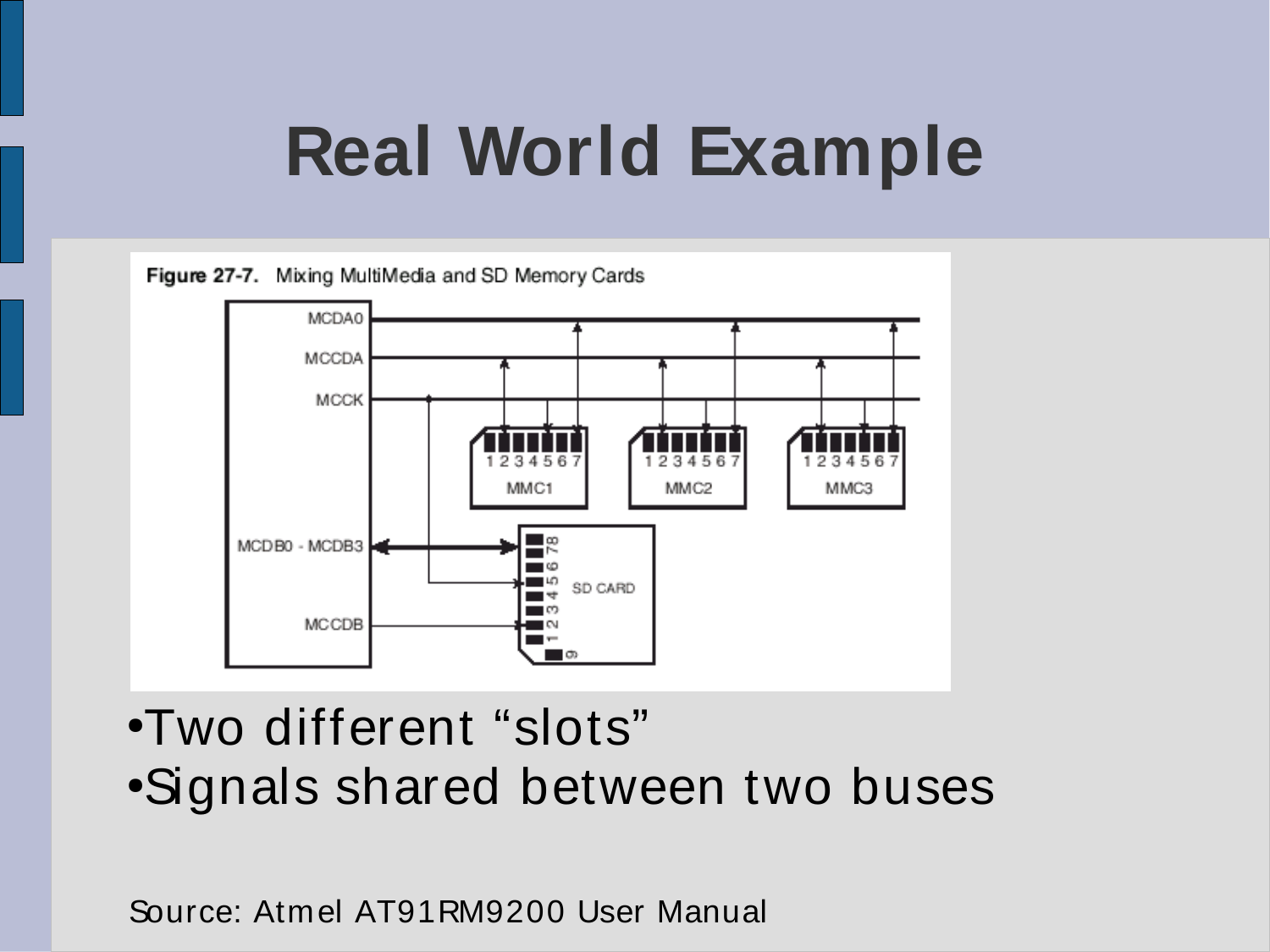# Real World Example

Figure 27-7. Mixing MultiMedia and SD Memory Cards

- Two different "slots"
- Signals shared between two buses

Source: Atmel AT91RM9200 User Manual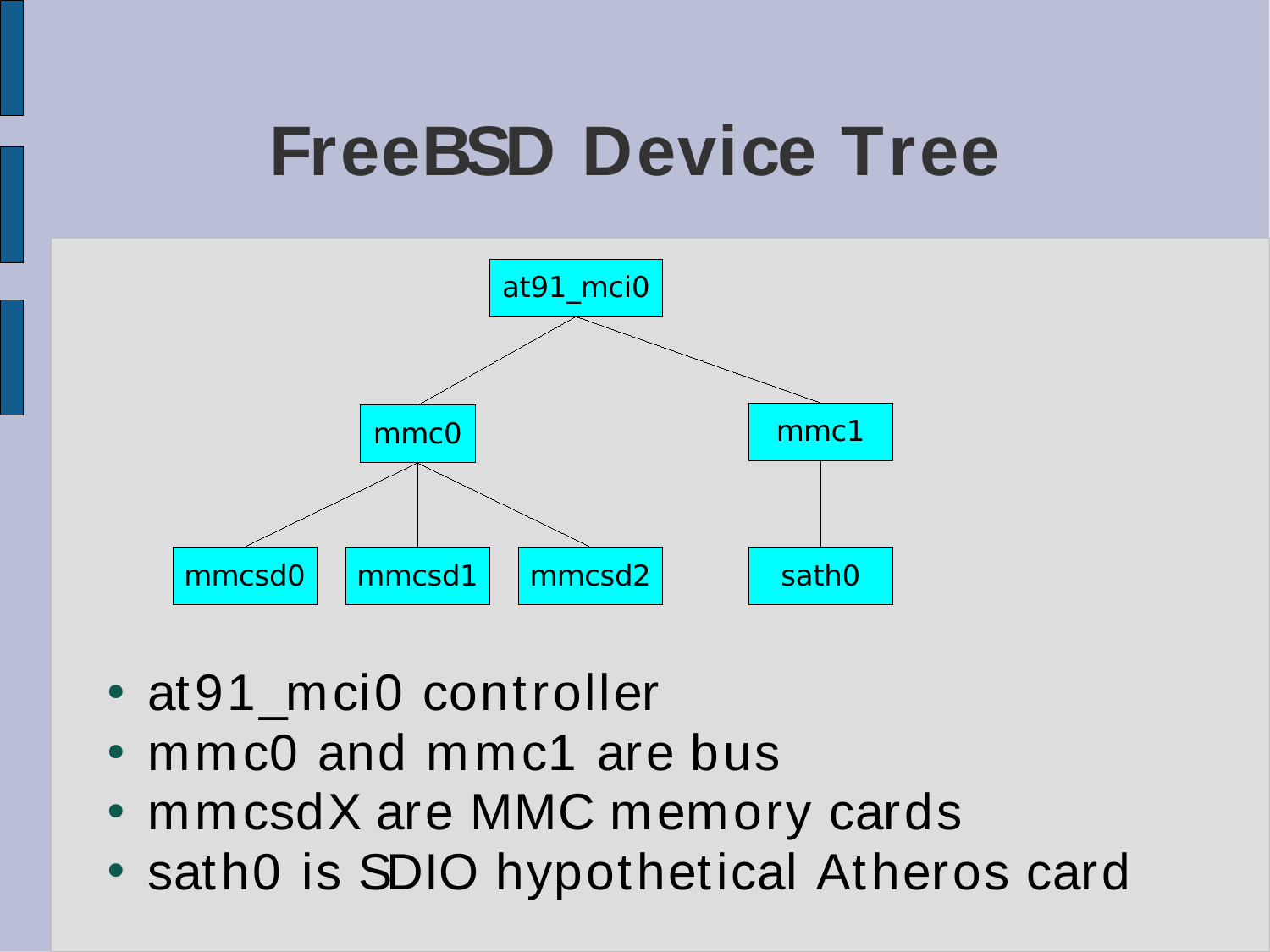# FreeBSD Device Tree

```
at91_mci0
├── mmc0
│   ├── mmcsd0
│   ├── mmcsd1
│   └── mmcsd2
└── mmc1
    └── sath0
```

- at91_mci0 controller
- mmc0 and mmc1 are bus
- mmcsdX are MMC memory cards
- sath0 is SDIO hypothetical Atheros card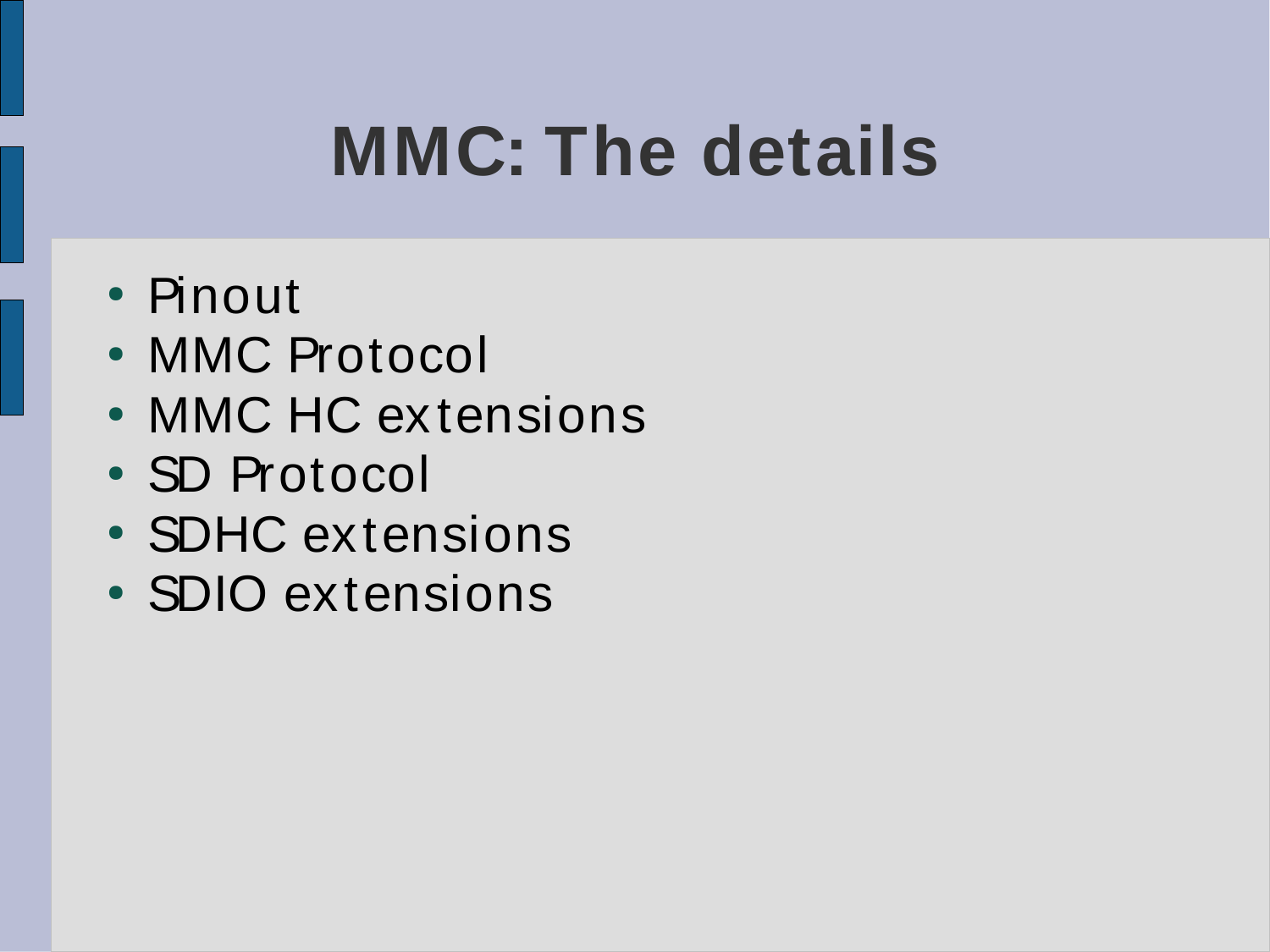# MMC: The details

- Pinout
- MMC Protocol
- MMC HC extensions
- SD Protocol
- SDHC extensions
- SDIO extensions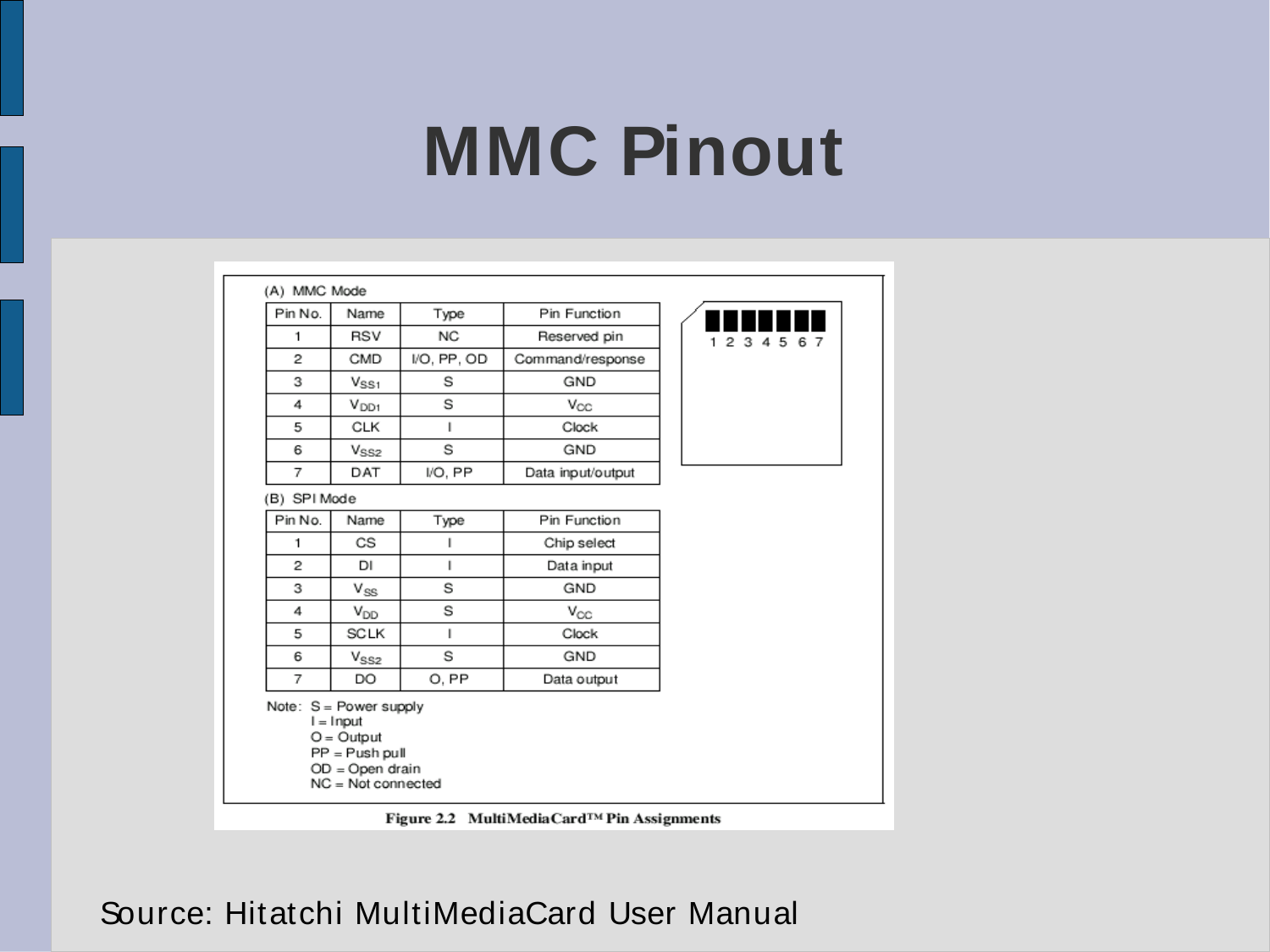# MMC Pinout

(A) MMC Mode

| Pin No. | Name | Type | Pin Function |
|---|---|---|---|
| 1 | RSV | NC | Reserved pin |
| 2 | CMD | I/O, PP, OD | Command/response |
| 3 | $V_{SS1}$ | S | GND |
| 4 | $V_{DD1}$ | S | $V_{CC}$ |
| 5 | CLK | I | Clock |
| 6 | $V_{SS2}$ | S | GND |
| 7 | DAT | I/O, PP | Data input/output |

(B) SPI Mode

| Pin No. | Name | Type | Pin Function |
|---|---|---|---|
| 1 | CS | I | Chip select |
| 2 | DI | I | Data input |
| 3 | $V_{SS}$ | S | GND |
| 4 | $V_{DD}$ | S | $V_{CC}$ |
| 5 | SCLK | I | Clock |
| 6 | $V_{SS2}$ | S | GND |
| 7 | DO | O, PP | Data output |

Note: S = Power supply
I = Input
O = Output
PP = Push pull
OD = Open drain
NC = Not connected

1 2 3 4 5 6 7

**Figure 2.2 MultiMediaCard™ Pin Assignments**

Source: Hitatchi MultiMediaCard User Manual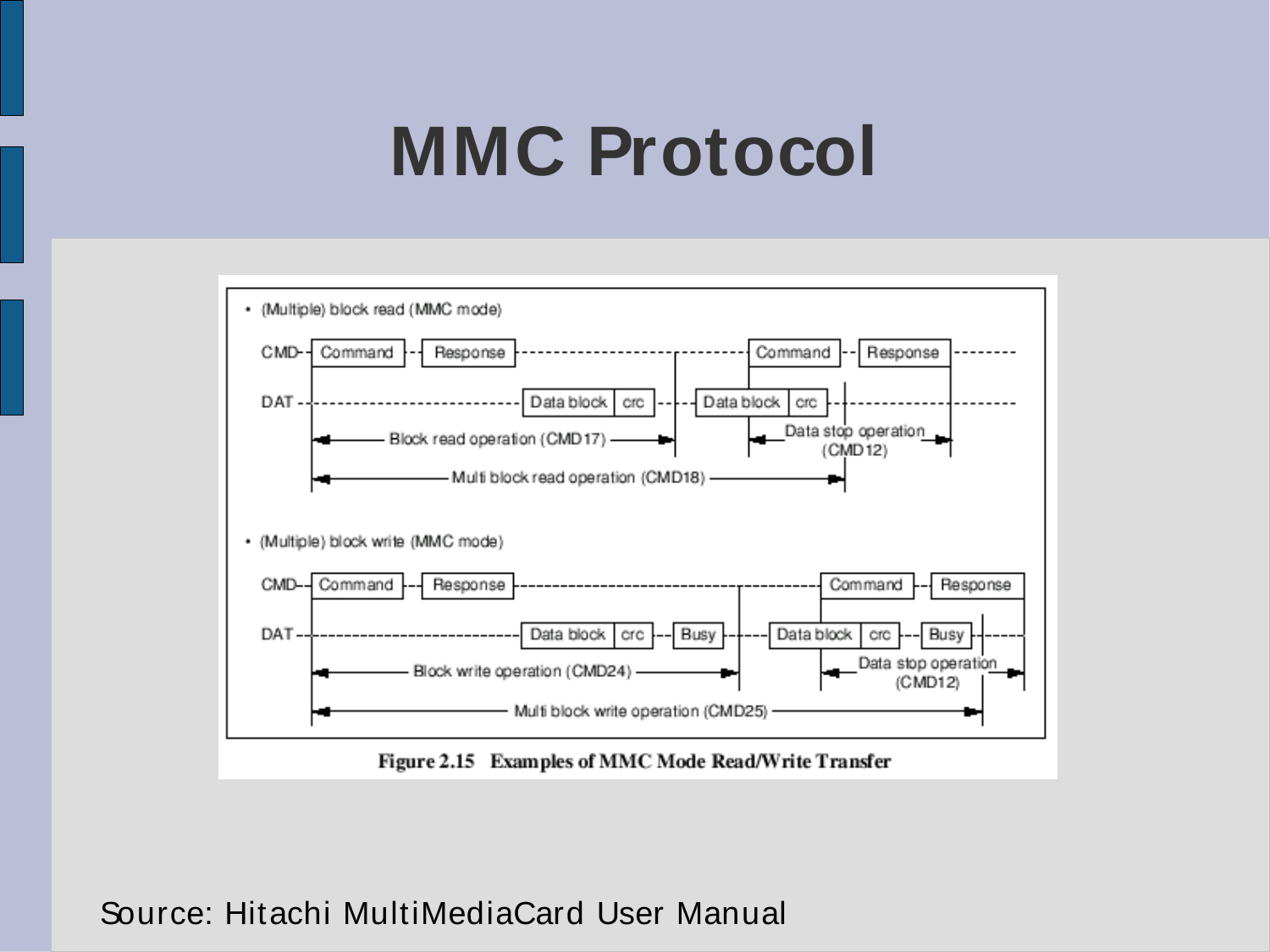# MMC Protocol

- (Multiple) block read (MMC mode)

CMD - Command - Response - Command - Response

DAT - Data block | crc - Data block | crc

Block read operation (CMD17)

Data stop operation (CMD12)

Multi block read operation (CMD18)

- (Multiple) block write (MMC mode)

CMD - Command - Response - Command - Response

DAT - Data block | crc - Busy - Data block | crc - Busy

Block write operation (CMD24)

Data stop operation (CMD12)

Multi block write operation (CMD25)

**Figure 2.15 Examples of MMC Mode Read/Write Transfer**

Source: Hitachi MultiMediaCard User Manual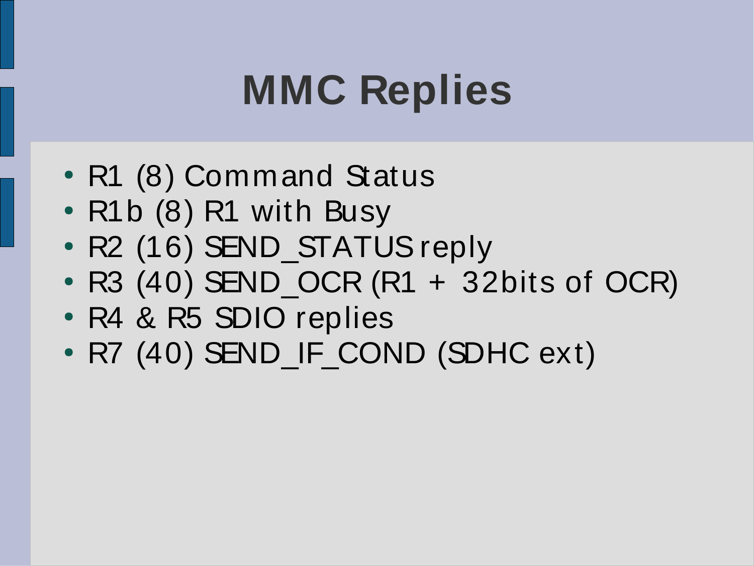# MMC Replies

- R1 (8) Command Status
- R1b (8) R1 with Busy
- R2 (16) SEND_STATUS reply
- R3 (40) SEND_OCR (R1 + 32bits of OCR)
- R4 & R5 SDIO replies
- R7 (40) SEND_IF_COND (SDHC ext)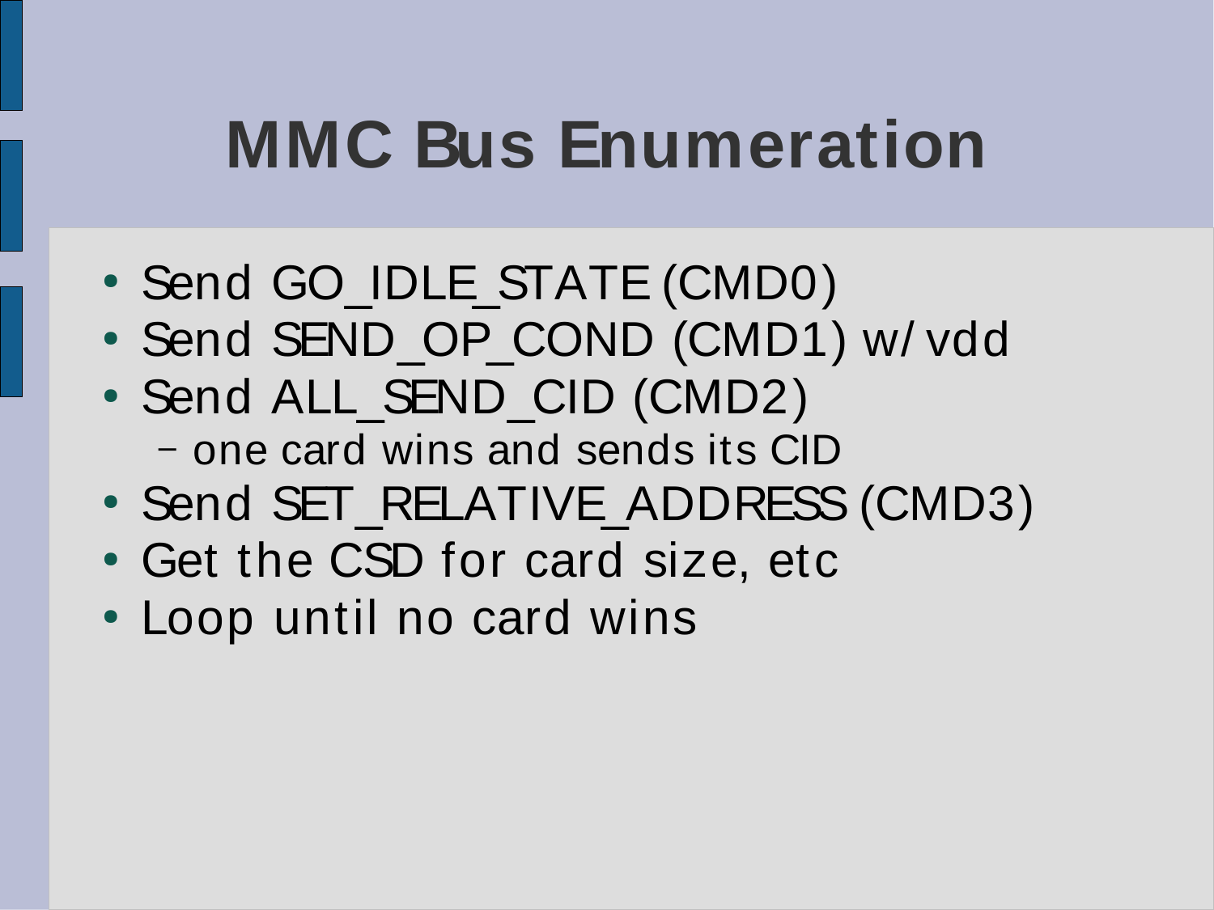# MMC Bus Enumeration

- Send GO_IDLE_STATE (CMD0)
- Send SEND_OP_COND (CMD1) w/ vdd
- Send ALL_SEND_CID (CMD2)
  - one card wins and sends its CID
- Send SET_RELATIVE_ADDRESS (CMD3)
- Get the CSD for card size, etc
- Loop until no card wins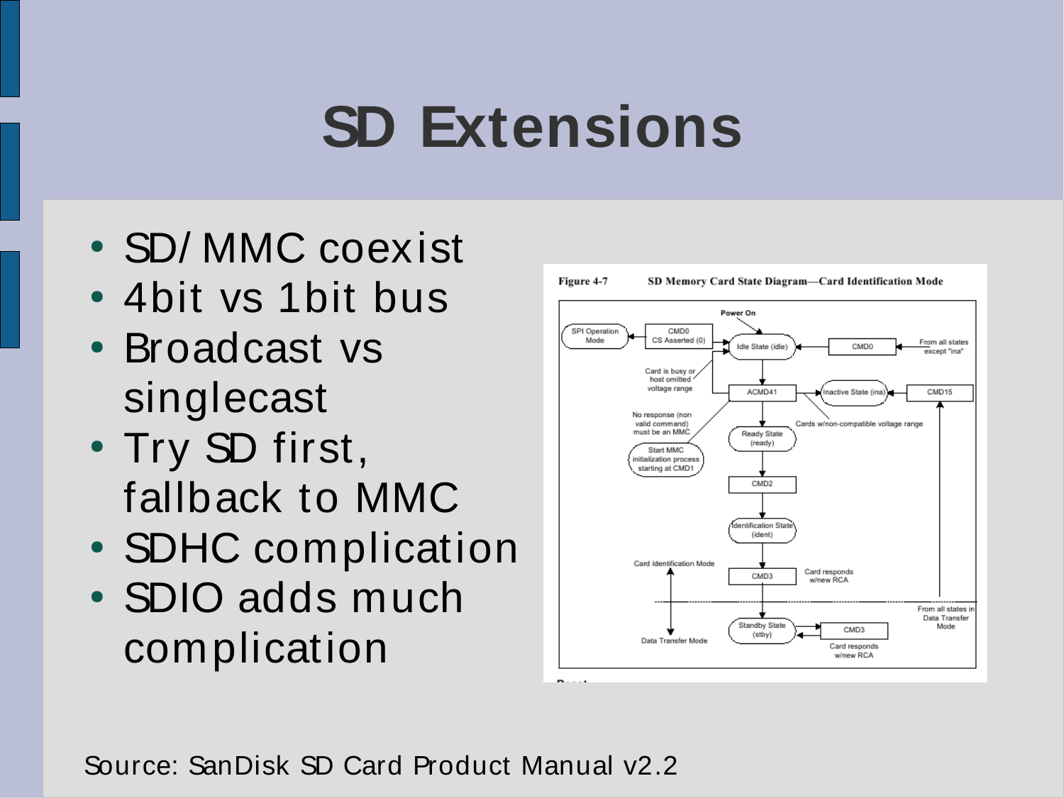# SD Extensions

- SD/ MMC coexist
- 4bit vs 1bit bus
- Broadcast vs singlecast
- Try SD first, fallback to MMC
- SDHC complication
- SDIO adds much complication

Figure 4-7 SD Memory Card State Diagram—Card Identification Mode

Source: SanDisk SD Card Product Manual v2.2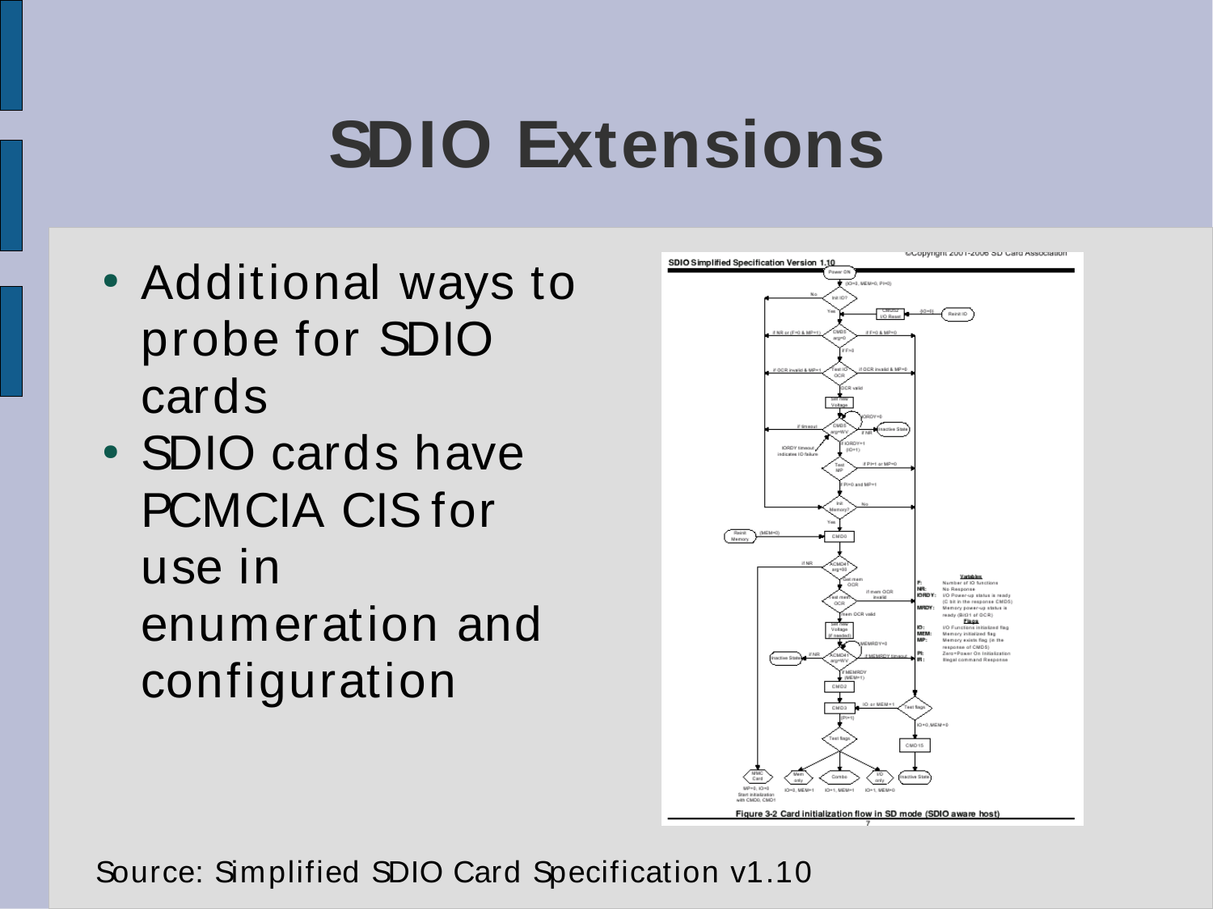# SDIO Extensions

- Additional ways to probe for SDIO cards
- SDIO cards have PCMCIA CIS for use in enumeration and configuration

Source: Simplified SDIO Card Specification v1.10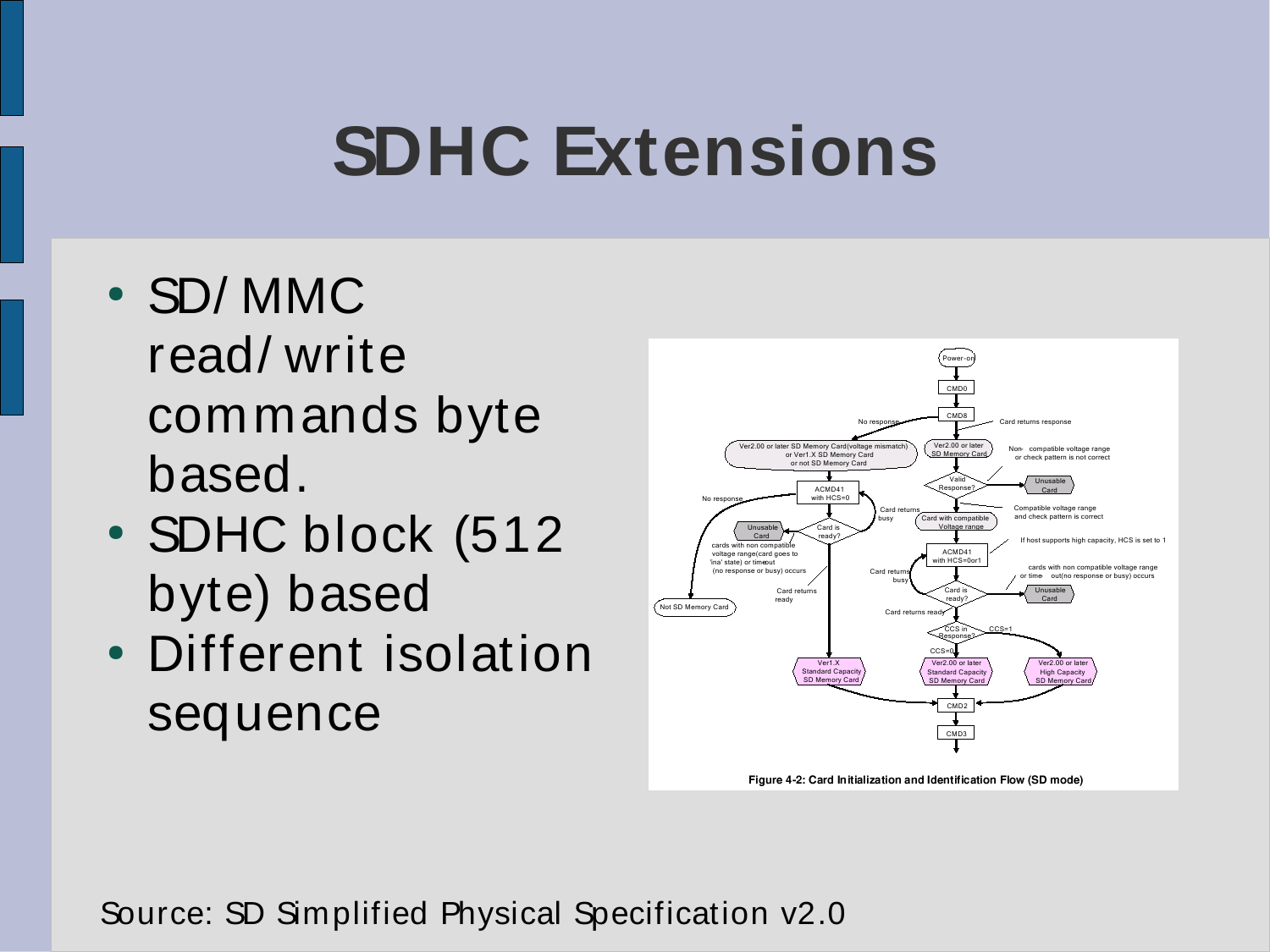# SDHC Extensions

- SD/MMC read/write commands byte based.
- SDHC block (512 byte) based
- Different isolation sequence

Figure 4-2: Card Initialization and Identification Flow (SD mode)

Source: SD Simplified Physical Specification v2.0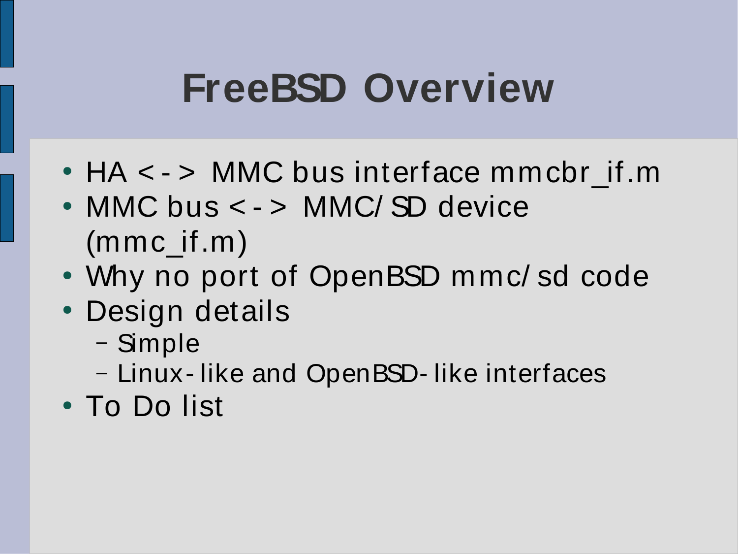# FreeBSD Overview

- HA <-> MMC bus interface mmcbr_if.m
- MMC bus <-> MMC/SD device (mmc_if.m)
- Why no port of OpenBSD mmc/sd code
- Design details
  - Simple
  - Linux-like and OpenBSD-like interfaces
- To Do list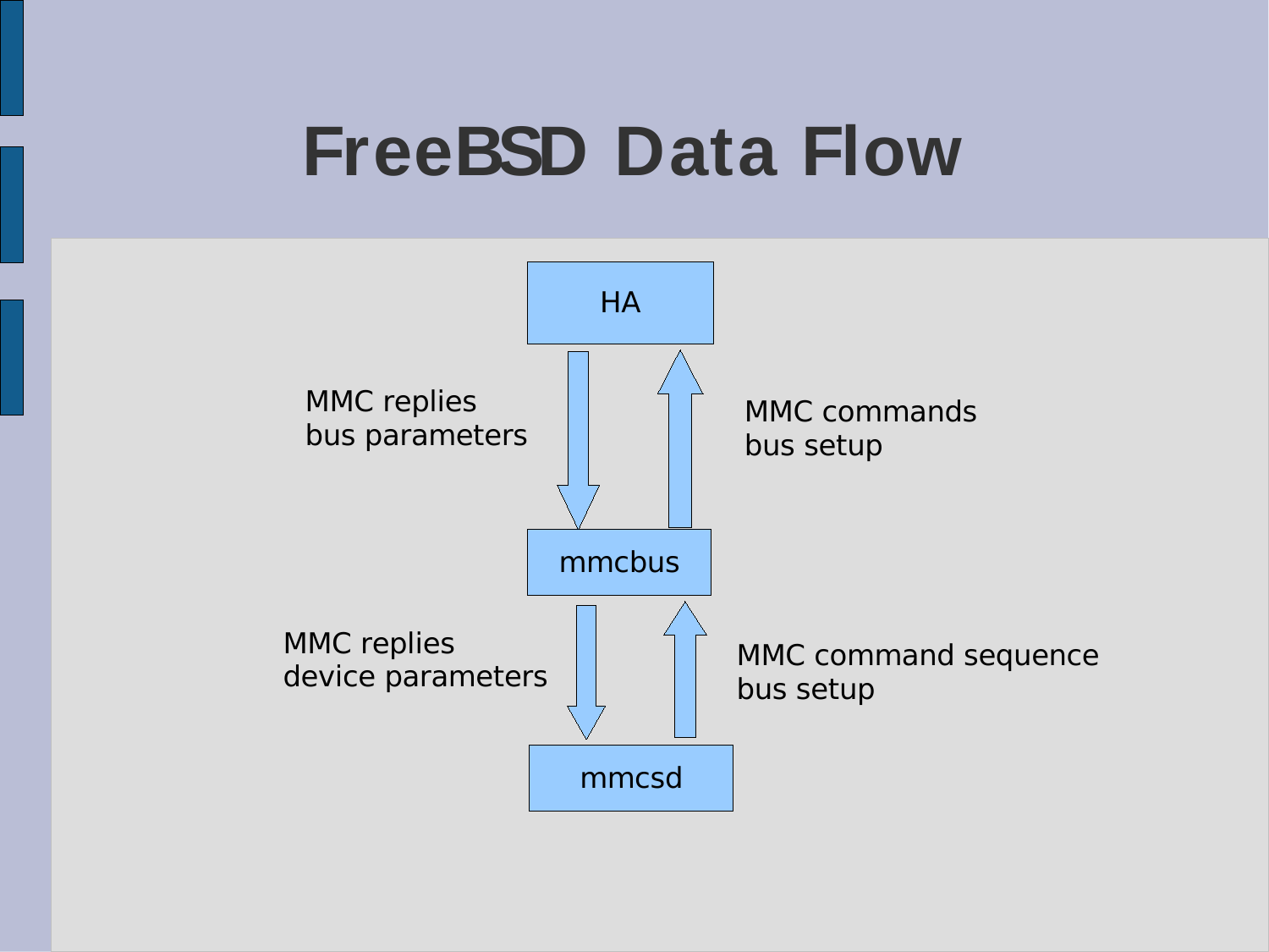# FreeBSD Data Flow

HA

MMC replies
bus parameters

MMC commands
bus setup

mmcbus

MMC replies
device parameters

MMC command sequence
bus setup

mmcsd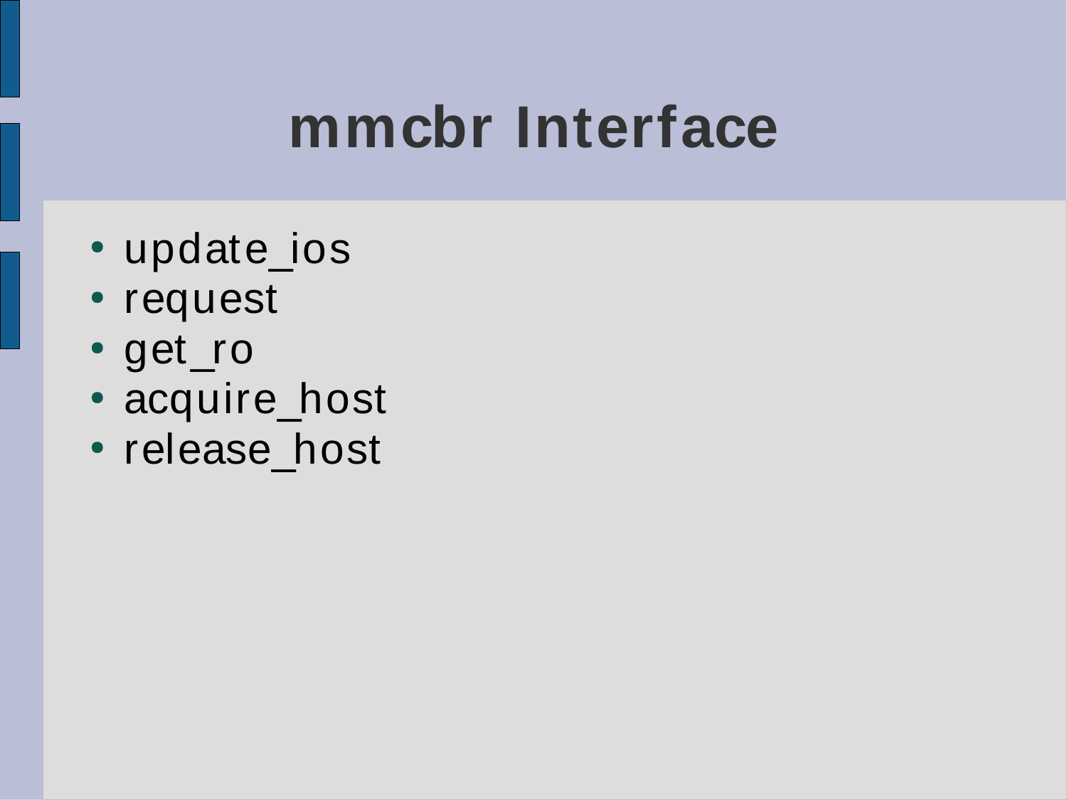# mmcbr Interface

- update_ios
- request
- get_ro
- acquire_host
- release_host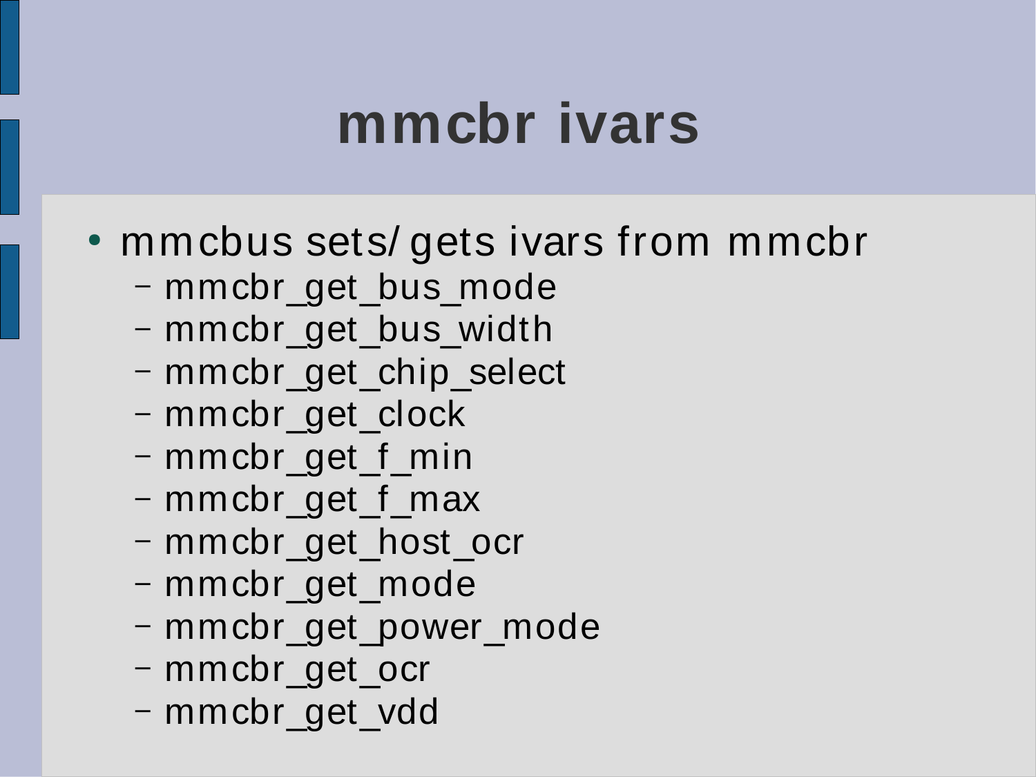# mmcbr ivars

- mmcbus sets/ gets ivars from mmcbr
  - mmcbr_get_bus_mode
  - mmcbr_get_bus_width
  - mmcbr_get_chip_select
  - mmcbr_get_clock
  - mmcbr_get_f_min
  - mmcbr_get_f_max
  - mmcbr_get_host_ocr
  - mmcbr_get_mode
  - mmcbr_get_power_mode
  - mmcbr_get_ocr
  - mmcbr_get_vdd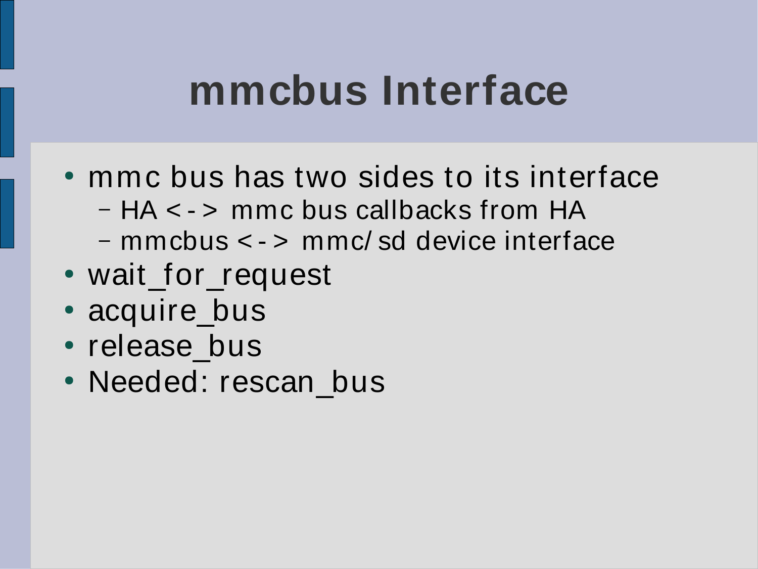# mmcbus Interface

- mmc bus has two sides to its interface
  - HA <-> mmc bus callbacks from HA
  - mmcbus <-> mmc/sd device interface
- wait_for_request
- acquire_bus
- release_bus
- Needed: rescan_bus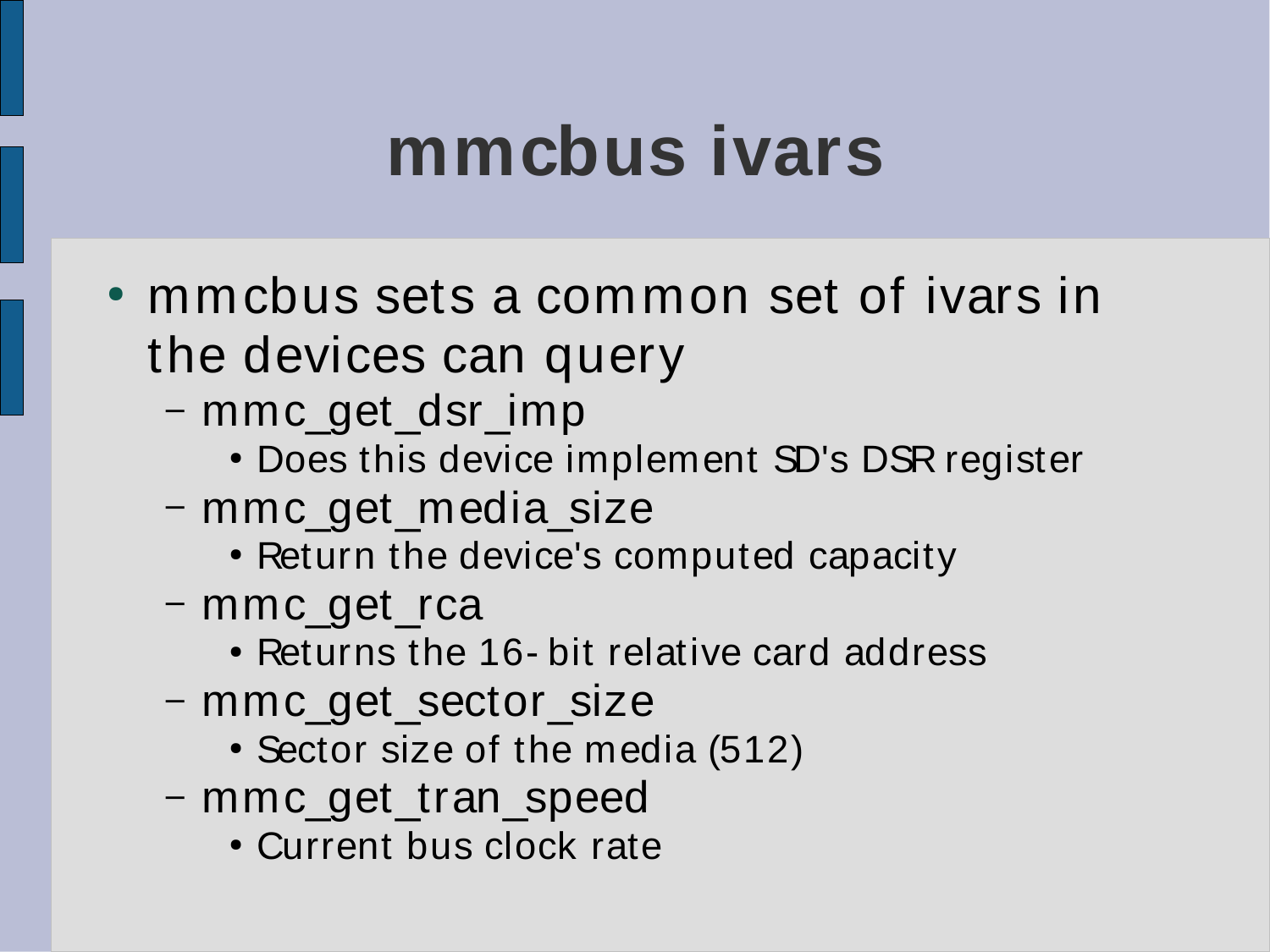# mmcbus ivars

- mmcbus sets a common set of ivars in the devices can query
  - mmc_get_dsr_imp
    - Does this device implement SD's DSR register
  - mmc_get_media_size
    - Return the device's computed capacity
  - mmc_get_rca
    - Returns the 16-bit relative card address
  - mmc_get_sector_size
    - Sector size of the media (512)
  - mmc_get_tran_speed
    - Current bus clock rate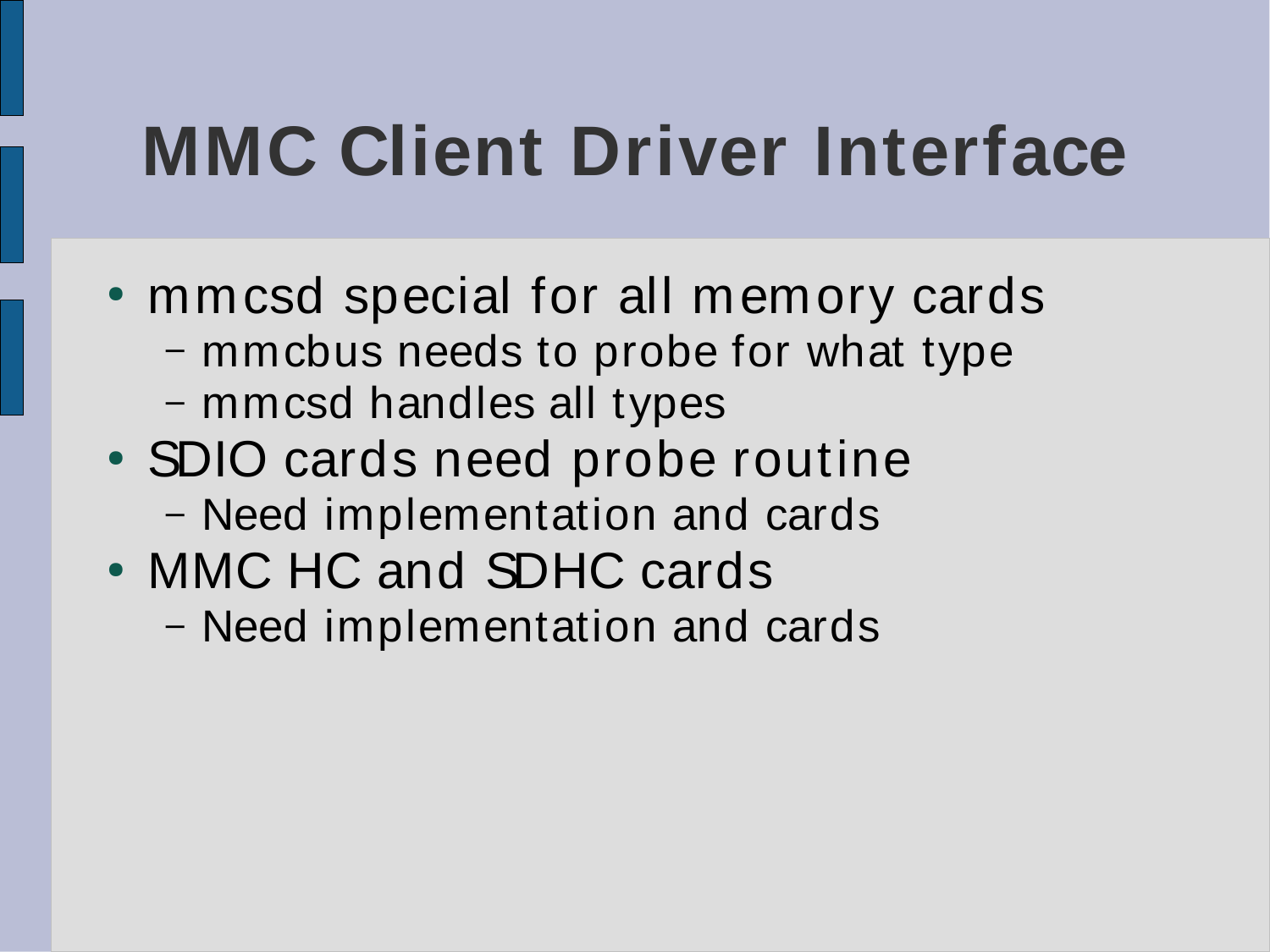# MMC Client Driver Interface

- mmcsd special for all memory cards
  - mmcbus needs to probe for what type
  - mmcsd handles all types
- SDIO cards need probe routine
  - Need implementation and cards
- MMC HC and SDHC cards
  - Need implementation and cards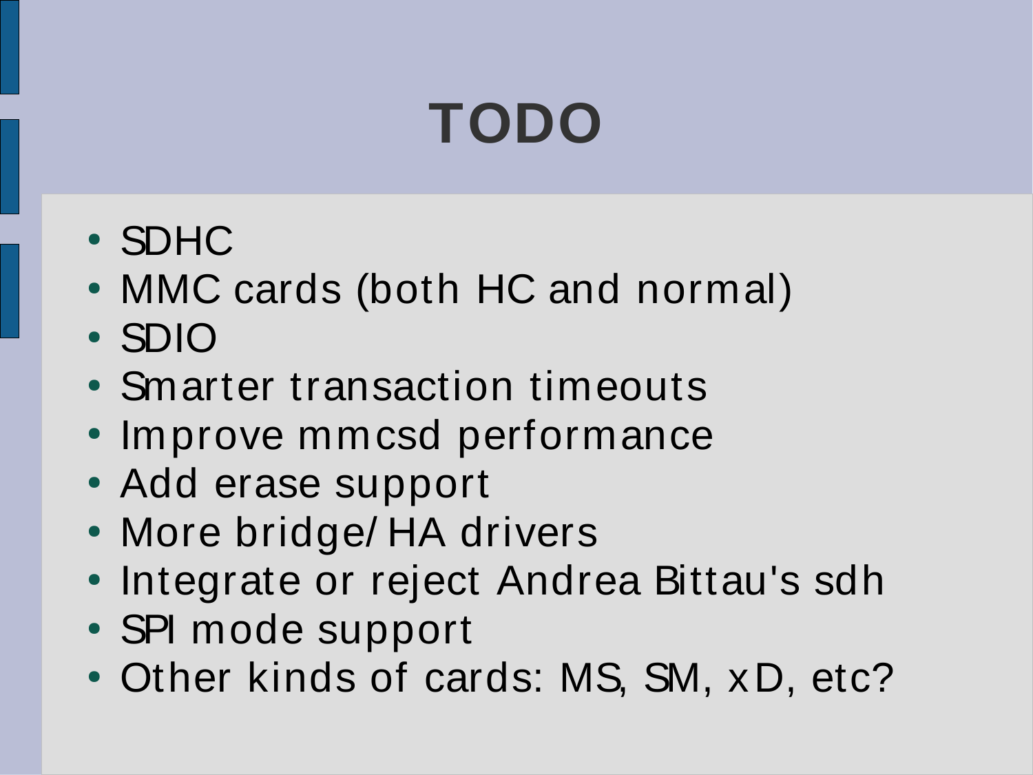# TODO

- SDHC
- MMC cards (both HC and normal)
- SDIO
- Smarter transaction timeouts
- Improve mmcsd performance
- Add erase support
- More bridge/HA drivers
- Integrate or reject Andrea Bittau's sdh
- SPI mode support
- Other kinds of cards: MS, SM, xD, etc?